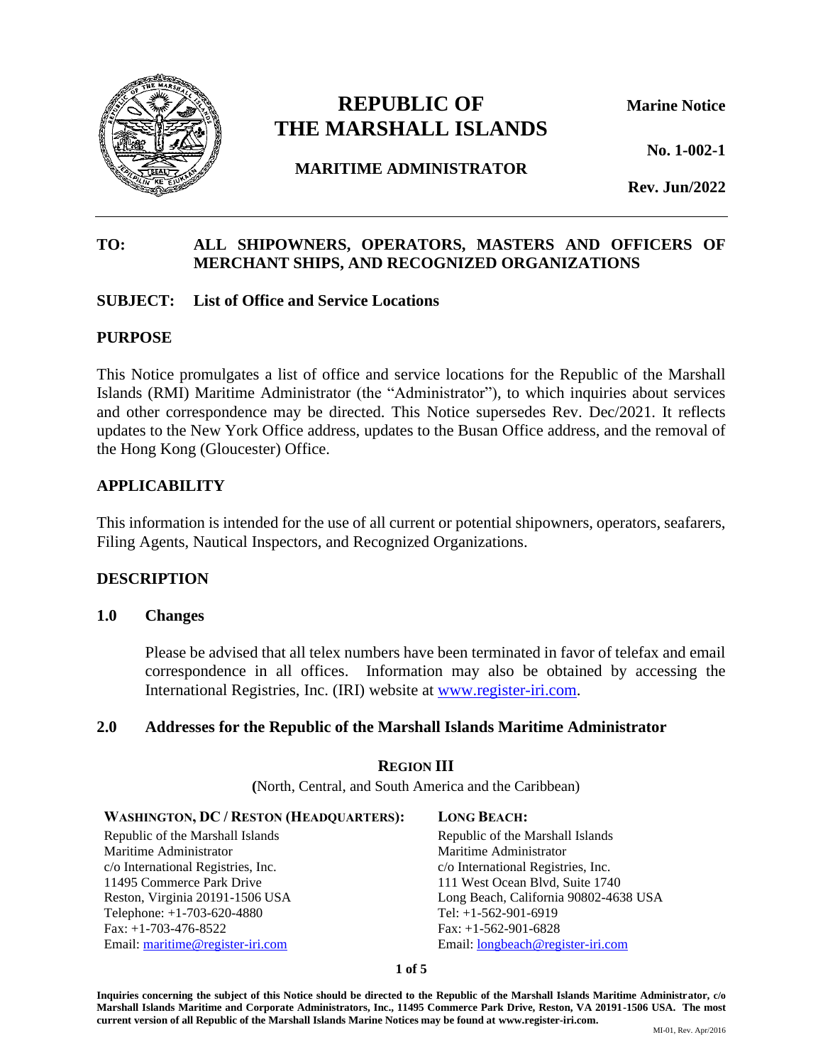# REPUBLIC OF THE MARSHALL ISLANDS

## MARITIME ADMINISTRATOR

**Marine Notice**

**No. 1-002-1**

**Rev. Jun/2022**

---

**TO:** ALL SHIPOWNERS, OPERATORS, MASTERS AND OFFICERS OF MERCHANT SHIPS, AND RECOGNIZED ORGANIZATIONS

**SUBJECT:** List of Office and Service Locations

## PURPOSE

This Notice promulgates a list of office and service locations for the Republic of the Marshall Islands (RMI) Maritime Administrator (the "Administrator"), to which inquiries about services and other correspondence may be directed. This Notice supersedes Rev. Dec/2021. It reflects updates to the New York Office address, updates to the Busan Office address, and the removal of the Hong Kong (Gloucester) Office.

## APPLICABILITY

This information is intended for the use of all current or potential shipowners, operators, seafarers, Filing Agents, Nautical Inspectors, and Recognized Organizations.

## DESCRIPTION

### 1.0 Changes

Please be advised that all telex numbers have been terminated in favor of telefax and email correspondence in all offices. Information may also be obtained by accessing the International Registries, Inc. (IRI) website at www.register-iri.com.

### 2.0 Addresses for the Republic of the Marshall Islands Maritime Administrator

#### REGION III

(North, Central, and South America and the Caribbean)

**WASHINGTON, DC / RESTON (HEADQUARTERS):**

Republic of the Marshall Islands
Maritime Administrator
c/o International Registries, Inc.
11495 Commerce Park Drive
Reston, Virginia 20191-1506 USA
Telephone: +1-703-620-4880
Fax: +1-703-476-8522
Email: maritime@register-iri.com

**LONG BEACH:**

Republic of the Marshall Islands
Maritime Administrator
c/o International Registries, Inc.
111 West Ocean Blvd, Suite 1740
Long Beach, California 90802-4638 USA
Tel: +1-562-901-6919
Fax: +1-562-901-6828
Email: longbeach@register-iri.com

**Inquiries concerning the subject of this Notice should be directed to the Republic of the Marshall Islands Maritime Administrator, c/o Marshall Islands Maritime and Corporate Administrators, Inc., 11495 Commerce Park Drive, Reston, VA 20191-1506 USA. The most current version of all Republic of the Marshall Islands Marine Notices may be found at www.register-iri.com.**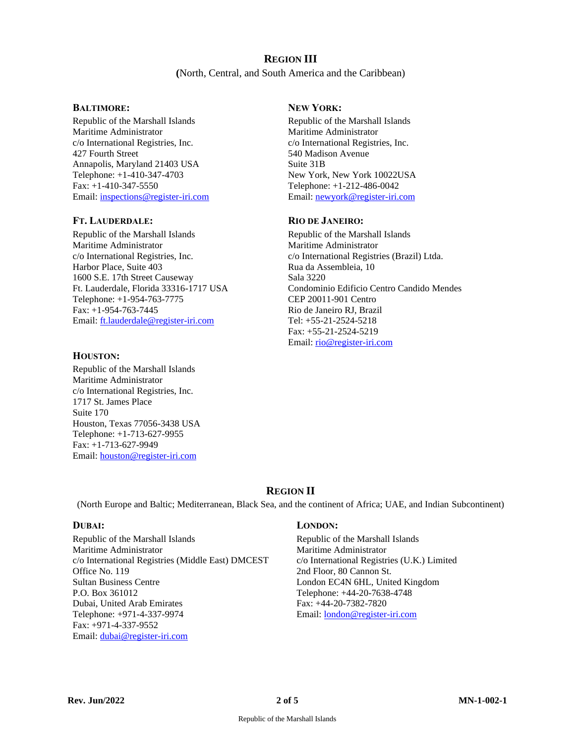## REGION III

(North, Central, and South America and the Caribbean)

### BALTIMORE:

Republic of the Marshall Islands
Maritime Administrator
c/o International Registries, Inc.
427 Fourth Street
Annapolis, Maryland 21403 USA
Telephone: +1-410-347-4703
Fax: +1-410-347-5550
Email: inspections@register-iri.com

### FT. LAUDERDALE:

Republic of the Marshall Islands
Maritime Administrator
c/o International Registries, Inc.
Harbor Place, Suite 403
1600 S.E. 17th Street Causeway
Ft. Lauderdale, Florida 33316-1717 USA
Telephone: +1-954-763-7775
Fax: +1-954-763-7445
Email: ft.lauderdale@register-iri.com

### HOUSTON:

Republic of the Marshall Islands
Maritime Administrator
c/o International Registries, Inc.
1717 St. James Place
Suite 170
Houston, Texas 77056-3438 USA
Telephone: +1-713-627-9955
Fax: +1-713-627-9949
Email: houston@register-iri.com

### NEW YORK:

Republic of the Marshall Islands
Maritime Administrator
c/o International Registries, Inc.
540 Madison Avenue
Suite 31B
New York, New York 10022USA
Telephone: +1-212-486-0042
Email: newyork@register-iri.com

### RIO DE JANEIRO:

Republic of the Marshall Islands
Maritime Administrator
c/o International Registries (Brazil) Ltda.
Rua da Assembleia, 10
Sala 3220
Condominio Edificio Centro Candido Mendes
CEP 20011-901 Centro
Rio de Janeiro RJ, Brazil
Tel: +55-21-2524-5218
Fax: +55-21-2524-5219
Email: rio@register-iri.com

## REGION II

(North Europe and Baltic; Mediterranean, Black Sea, and the continent of Africa; UAE, and Indian Subcontinent)

### DUBAI:

Republic of the Marshall Islands
Maritime Administrator
c/o International Registries (Middle East) DMCEST
Office No. 119
Sultan Business Centre
P.O. Box 361012
Dubai, United Arab Emirates
Telephone: +971-4-337-9974
Fax: +971-4-337-9552
Email: dubai@register-iri.com

### LONDON:

Republic of the Marshall Islands
Maritime Administrator
c/o International Registries (U.K.) Limited
2nd Floor, 80 Cannon St.
London EC4N 6HL, United Kingdom
Telephone: +44-20-7638-4748
Fax: +44-20-7382-7820
Email: london@register-iri.com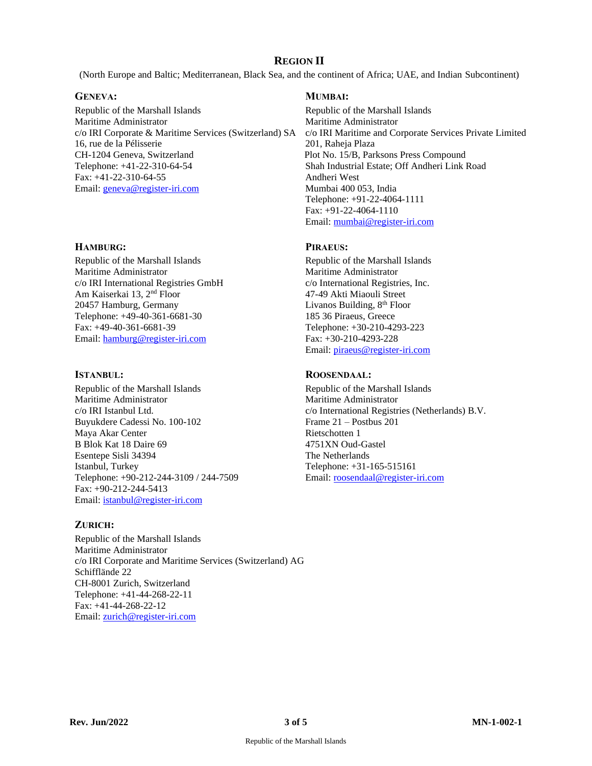## Region II

(North Europe and Baltic; Mediterranean, Black Sea, and the continent of Africa; UAE, and Indian Subcontinent)

### Geneva:

Republic of the Marshall Islands
Maritime Administrator
c/o IRI Corporate & Maritime Services (Switzerland) SA
16, rue de la Pélisserie
CH-1204 Geneva, Switzerland
Telephone: +41-22-310-64-54
Fax: +41-22-310-64-55
Email: geneva@register-iri.com

### Mumbai:

Republic of the Marshall Islands
Maritime Administrator
c/o IRI Maritime and Corporate Services Private Limited
201, Raheja Plaza
Plot No. 15/B, Parksons Press Compound
Shah Industrial Estate; Off Andheri Link Road
Andheri West
Mumbai 400 053, India
Telephone: +91-22-4064-1111
Fax: +91-22-4064-1110
Email: mumbai@register-iri.com

### Hamburg:

Republic of the Marshall Islands
Maritime Administrator
c/o IRI International Registries GmbH
Am Kaiserkai 13, 2nd Floor
20457 Hamburg, Germany
Telephone: +49-40-361-6681-30
Fax: +49-40-361-6681-39
Email: hamburg@register-iri.com

### Piraeus:

Republic of the Marshall Islands
Maritime Administrator
c/o International Registries, Inc.
47-49 Akti Miaouli Street
Livanos Building, 8th Floor
185 36 Piraeus, Greece
Telephone: +30-210-4293-223
Fax: +30-210-4293-228
Email: piraeus@register-iri.com

### Istanbul:

Republic of the Marshall Islands
Maritime Administrator
c/o IRI Istanbul Ltd.
Buyukdere Cadessi No. 100-102
Maya Akar Center
B Blok Kat 18 Daire 69
Esentepe Sisli 34394
Istanbul, Turkey
Telephone: +90-212-244-3109 / 244-7509
Fax: +90-212-244-5413
Email: istanbul@register-iri.com

### Roosendaal:

Republic of the Marshall Islands
Maritime Administrator
c/o International Registries (Netherlands) B.V.
Frame 21 – Postbus 201
Rietschotten 1
4751XN Oud-Gastel
The Netherlands
Telephone: +31-165-515161
Email: roosendaal@register-iri.com

### Zurich:

Republic of the Marshall Islands
Maritime Administrator
c/o IRI Corporate and Maritime Services (Switzerland) AG
Schifflände 22
CH-8001 Zurich, Switzerland
Telephone: +41-44-268-22-11
Fax: +41-44-268-22-12
Email: zurich@register-iri.com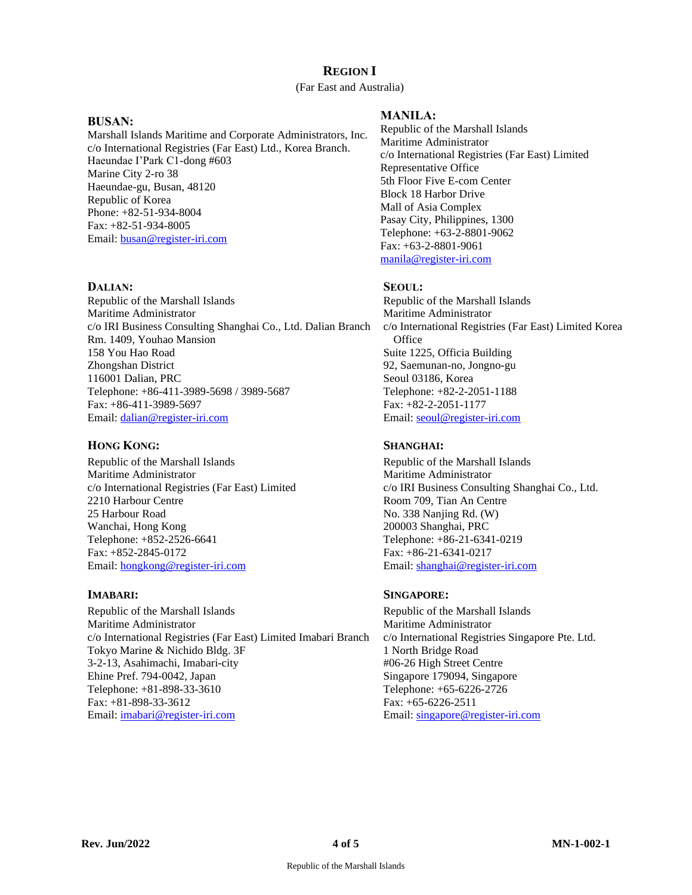# REGION I

(Far East and Australia)

**BUSAN:**
Marshall Islands Maritime and Corporate Administrators, Inc.
c/o International Registries (Far East) Ltd., Korea Branch.
Haeundae I'Park C1-dong #603
Marine City 2-ro 38
Haeundae-gu, Busan, 48120
Republic of Korea
Phone: +82-51-934-8004
Fax: +82-51-934-8005
Email: busan@register-iri.com

**DALIAN:**
Republic of the Marshall Islands
Maritime Administrator
c/o IRI Business Consulting Shanghai Co., Ltd. Dalian Branch
Rm. 1409, Youhao Mansion
158 You Hao Road
Zhongshan District
116001 Dalian, PRC
Telephone: +86-411-3989-5698 / 3989-5687
Fax: +86-411-3989-5697
Email: dalian@register-iri.com

**HONG KONG:**
Republic of the Marshall Islands
Maritime Administrator
c/o International Registries (Far East) Limited
2210 Harbour Centre
25 Harbour Road
Wanchai, Hong Kong
Telephone: +852-2526-6641
Fax: +852-2845-0172
Email: hongkong@register-iri.com

**IMABARI:**
Republic of the Marshall Islands
Maritime Administrator
c/o International Registries (Far East) Limited Imabari Branch
Tokyo Marine & Nichido Bldg. 3F
3-2-13, Asahimachi, Imabari-city
Ehine Pref. 794-0042, Japan
Telephone: +81-898-33-3610
Fax: +81-898-33-3612
Email: imabari@register-iri.com

**MANILA:**
Republic of the Marshall Islands
Maritime Administrator
c/o International Registries (Far East) Limited
Representative Office
5th Floor Five E-com Center
Block 18 Harbor Drive
Mall of Asia Complex
Pasay City, Philippines, 1300
Telephone: +63-2-8801-9062
Fax: +63-2-8801-9061
manila@register-iri.com

**SEOUL:**
Republic of the Marshall Islands
Maritime Administrator
c/o International Registries (Far East) Limited Korea Office
Suite 1225, Officia Building
92, Saemunan-no, Jongno-gu
Seoul 03186, Korea
Telephone: +82-2-2051-1188
Fax: +82-2-2051-1177
Email: seoul@register-iri.com

**SHANGHAI:**
Republic of the Marshall Islands
Maritime Administrator
c/o IRI Business Consulting Shanghai Co., Ltd.
Room 709, Tian An Centre
No. 338 Nanjing Rd. (W)
200003 Shanghai, PRC
Telephone: +86-21-6341-0219
Fax: +86-21-6341-0217
Email: shanghai@register-iri.com

**SINGAPORE:**
Republic of the Marshall Islands
Maritime Administrator
c/o International Registries Singapore Pte. Ltd.
1 North Bridge Road
#06-26 High Street Centre
Singapore 179094, Singapore
Telephone: +65-6226-2726
Fax: +65-6226-2511
Email: singapore@register-iri.com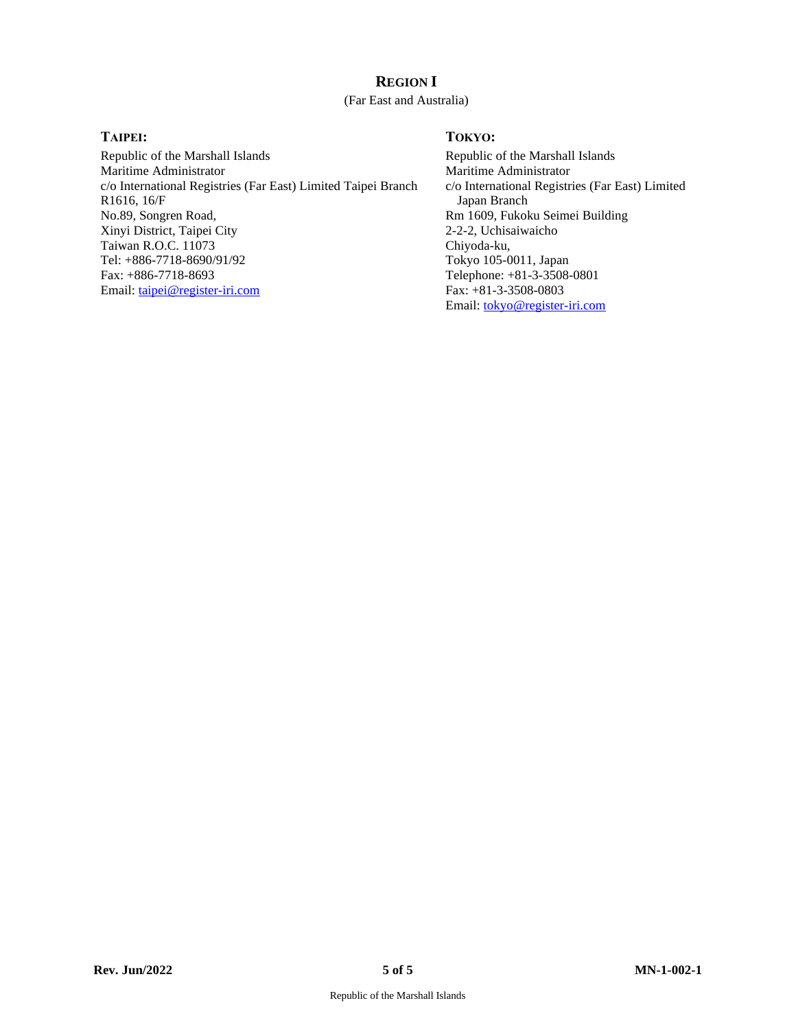## REGION I

(Far East and Australia)

**TAIPEI:**

Republic of the Marshall Islands
Maritime Administrator
c/o International Registries (Far East) Limited Taipei Branch
R1616, 16/F
No.89, Songren Road,
Xinyi District, Taipei City
Taiwan R.O.C. 11073
Tel: +886-7718-8690/91/92
Fax: +886-7718-8693
Email: taipei@register-iri.com

**TOKYO:**

Republic of the Marshall Islands
Maritime Administrator
c/o International Registries (Far East) Limited
Japan Branch
Rm 1609, Fukoku Seimei Building
2-2-2, Uchisaiwaicho
Chiyoda-ku,
Tokyo 105-0011, Japan
Telephone: +81-3-3508-0801
Fax: +81-3-3508-0803
Email: tokyo@register-iri.com